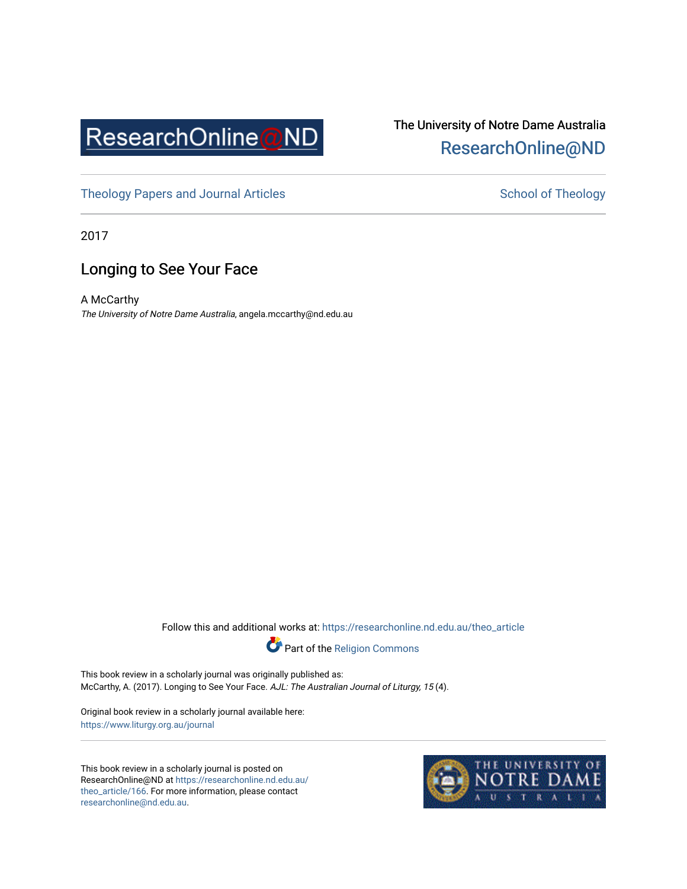ResearchOnline@ND

The University of Notre Dame Australia
ResearchOnline@ND

Theology Papers and Journal Articles | School of Theology

2017

# Longing to See Your Face

A McCarthy
*The University of Notre Dame Australia*, angela.mccarthy@nd.edu.au

Follow this and additional works at: https://researchonline.nd.edu.au/theo_article

Part of the Religion Commons

This book review in a scholarly journal was originally published as:
McCarthy, A. (2017). Longing to See Your Face. *AJL: The Australian Journal of Liturgy, 15* (4).

Original book review in a scholarly journal available here:
https://www.liturgy.org.au/journal

This book review in a scholarly journal is posted on ResearchOnline@ND at https://researchonline.nd.edu.au/theo_article/166. For more information, please contact researchonline@nd.edu.au.

THE UNIVERSITY OF NOTRE DAME AUSTRALIA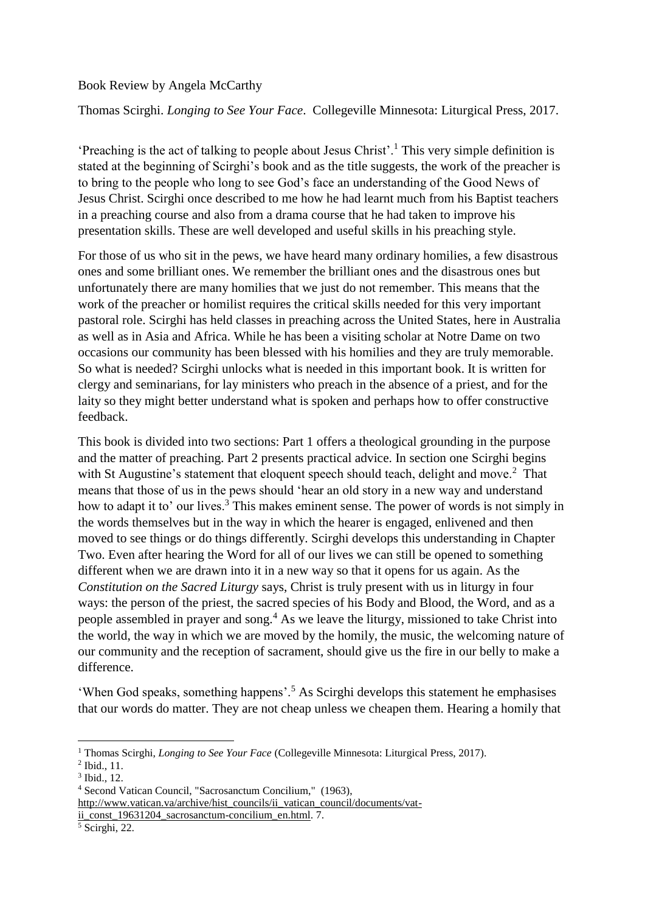Book Review by Angela McCarthy

Thomas Scirghi. *Longing to See Your Face*. Collegeville Minnesota: Liturgical Press, 2017.

'Preaching is the act of talking to people about Jesus Christ'.[1] This very simple definition is stated at the beginning of Scirghi's book and as the title suggests, the work of the preacher is to bring to the people who long to see God's face an understanding of the Good News of Jesus Christ. Scirghi once described to me how he had learnt much from his Baptist teachers in a preaching course and also from a drama course that he had taken to improve his presentation skills. These are well developed and useful skills in his preaching style.

For those of us who sit in the pews, we have heard many ordinary homilies, a few disastrous ones and some brilliant ones. We remember the brilliant ones and the disastrous ones but unfortunately there are many homilies that we just do not remember. This means that the work of the preacher or homilist requires the critical skills needed for this very important pastoral role. Scirghi has held classes in preaching across the United States, here in Australia as well as in Asia and Africa. While he has been a visiting scholar at Notre Dame on two occasions our community has been blessed with his homilies and they are truly memorable. So what is needed? Scirghi unlocks what is needed in this important book. It is written for clergy and seminarians, for lay ministers who preach in the absence of a priest, and for the laity so they might better understand what is spoken and perhaps how to offer constructive feedback.

This book is divided into two sections: Part 1 offers a theological grounding in the purpose and the matter of preaching. Part 2 presents practical advice. In section one Scirghi begins with St Augustine's statement that eloquent speech should teach, delight and move.[2] That means that those of us in the pews should 'hear an old story in a new way and understand how to adapt it to' our lives.[3] This makes eminent sense. The power of words is not simply in the words themselves but in the way in which the hearer is engaged, enlivened and then moved to see things or do things differently. Scirghi develops this understanding in Chapter Two. Even after hearing the Word for all of our lives we can still be opened to something different when we are drawn into it in a new way so that it opens for us again. As the *Constitution on the Sacred Liturgy* says, Christ is truly present with us in liturgy in four ways: the person of the priest, the sacred species of his Body and Blood, the Word, and as a people assembled in prayer and song.[4] As we leave the liturgy, missioned to take Christ into the world, the way in which we are moved by the homily, the music, the welcoming nature of our community and the reception of sacrament, should give us the fire in our belly to make a difference.

'When God speaks, something happens'.[5] As Scirghi develops this statement he emphasises that our words do matter. They are not cheap unless we cheapen them. Hearing a homily that

---

[1] Thomas Scirghi, *Longing to See Your Face* (Collegeville Minnesota: Liturgical Press, 2017).

[2] Ibid., 11.

[3] Ibid., 12.

[4] Second Vatican Council, "Sacrosanctum Concilium," (1963), http://www.vatican.va/archive/hist_councils/ii_vatican_council/documents/vat-ii_const_19631204_sacrosanctum-concilium_en.html. 7.

[5] Scirghi, 22.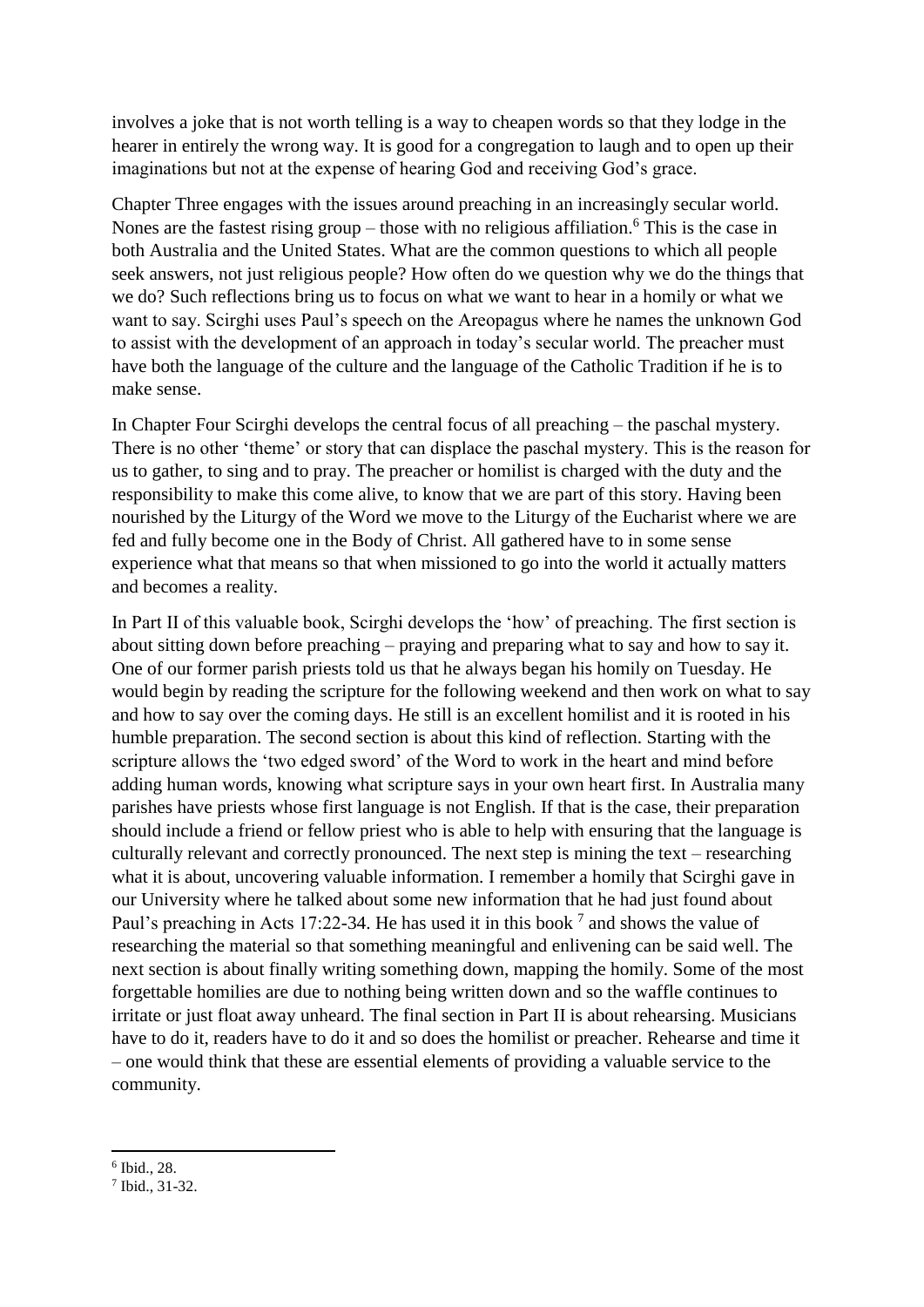involves a joke that is not worth telling is a way to cheapen words so that they lodge in the hearer in entirely the wrong way. It is good for a congregation to laugh and to open up their imaginations but not at the expense of hearing God and receiving God's grace.

Chapter Three engages with the issues around preaching in an increasingly secular world. Nones are the fastest rising group – those with no religious affiliation.[6] This is the case in both Australia and the United States. What are the common questions to which all people seek answers, not just religious people? How often do we question why we do the things that we do? Such reflections bring us to focus on what we want to hear in a homily or what we want to say. Scirghi uses Paul's speech on the Areopagus where he names the unknown God to assist with the development of an approach in today's secular world. The preacher must have both the language of the culture and the language of the Catholic Tradition if he is to make sense.

In Chapter Four Scirghi develops the central focus of all preaching – the paschal mystery. There is no other 'theme' or story that can displace the paschal mystery. This is the reason for us to gather, to sing and to pray. The preacher or homilist is charged with the duty and the responsibility to make this come alive, to know that we are part of this story. Having been nourished by the Liturgy of the Word we move to the Liturgy of the Eucharist where we are fed and fully become one in the Body of Christ. All gathered have to in some sense experience what that means so that when missioned to go into the world it actually matters and becomes a reality.

In Part II of this valuable book, Scirghi develops the 'how' of preaching. The first section is about sitting down before preaching – praying and preparing what to say and how to say it. One of our former parish priests told us that he always began his homily on Tuesday. He would begin by reading the scripture for the following weekend and then work on what to say and how to say over the coming days. He still is an excellent homilist and it is rooted in his humble preparation. The second section is about this kind of reflection. Starting with the scripture allows the 'two edged sword' of the Word to work in the heart and mind before adding human words, knowing what scripture says in your own heart first. In Australia many parishes have priests whose first language is not English. If that is the case, their preparation should include a friend or fellow priest who is able to help with ensuring that the language is culturally relevant and correctly pronounced. The next step is mining the text – researching what it is about, uncovering valuable information. I remember a homily that Scirghi gave in our University where he talked about some new information that he had just found about Paul's preaching in Acts 17:22-34. He has used it in this book [7] and shows the value of researching the material so that something meaningful and enlivening can be said well. The next section is about finally writing something down, mapping the homily. Some of the most forgettable homilies are due to nothing being written down and so the waffle continues to irritate or just float away unheard. The final section in Part II is about rehearsing. Musicians have to do it, readers have to do it and so does the homilist or preacher. Rehearse and time it – one would think that these are essential elements of providing a valuable service to the community.

---

[6] Ibid., 28.

[7] Ibid., 31-32.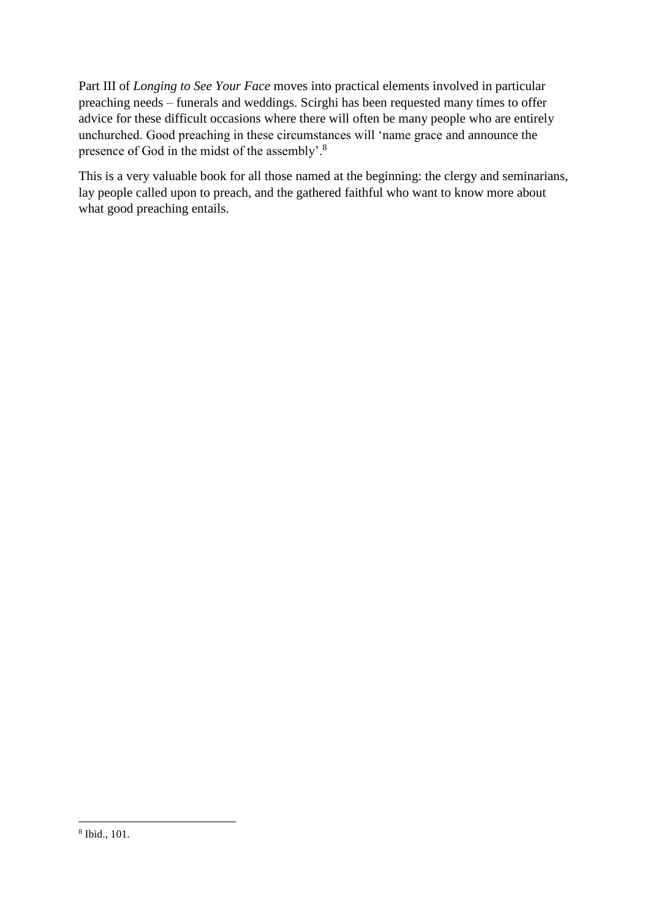Part III of *Longing to See Your Face* moves into practical elements involved in particular preaching needs – funerals and weddings. Scirghi has been requested many times to offer advice for these difficult occasions where there will often be many people who are entirely unchurched. Good preaching in these circumstances will 'name grace and announce the presence of God in the midst of the assembly'.[8]

This is a very valuable book for all those named at the beginning: the clergy and seminarians, lay people called upon to preach, and the gathered faithful who want to know more about what good preaching entails.

[8] Ibid., 101.